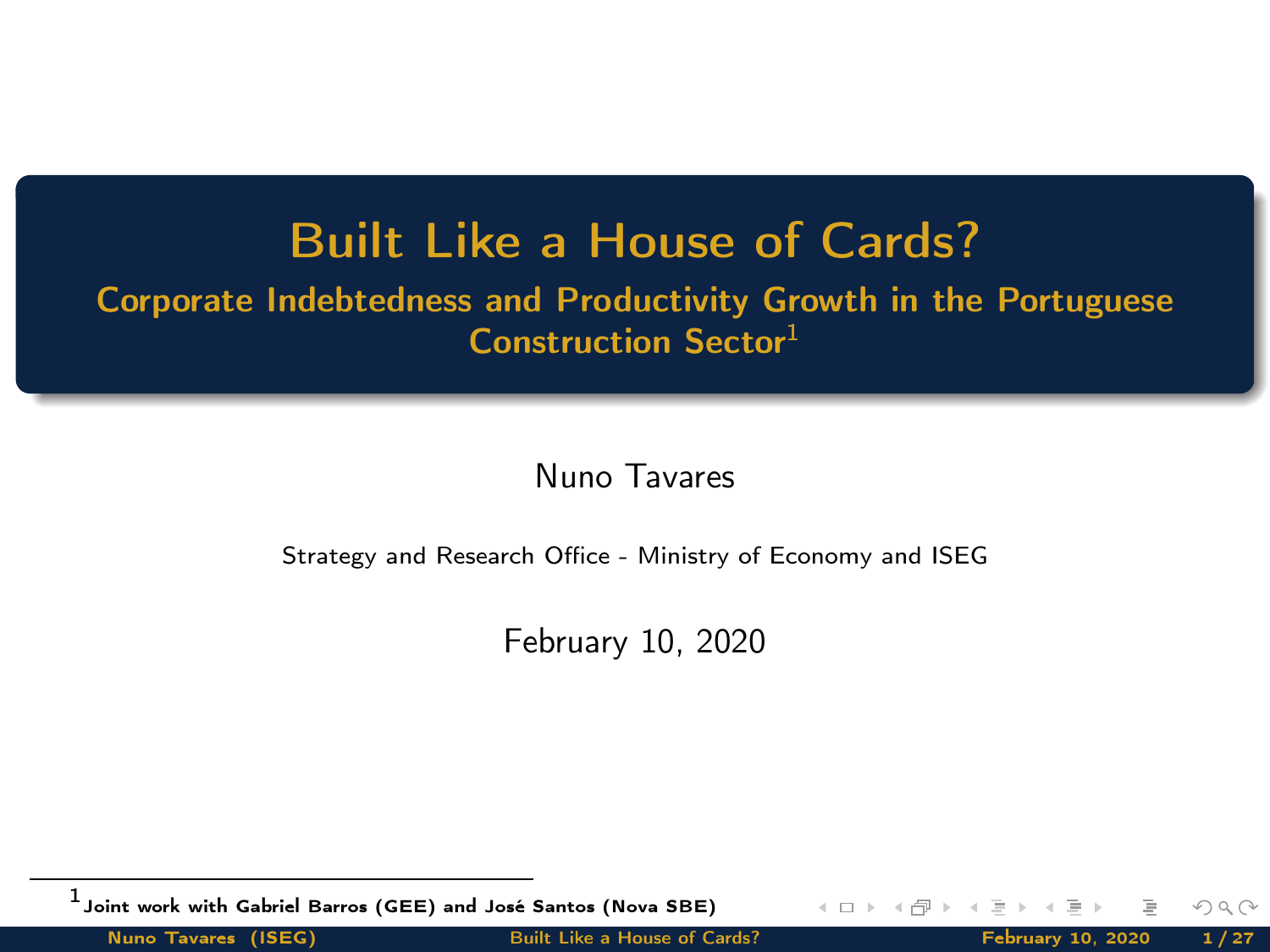# Built Like a House of Cards?

## Corporate Indebtedness and Productivity Growth in the Portuguese Construction Sector[1]

Nuno Tavares

Strategy and Research Office - Ministry of Economy and ISEG

February 10, 2020

[1] Joint work with Gabriel Barros (GEE) and José Santos (Nova SBE)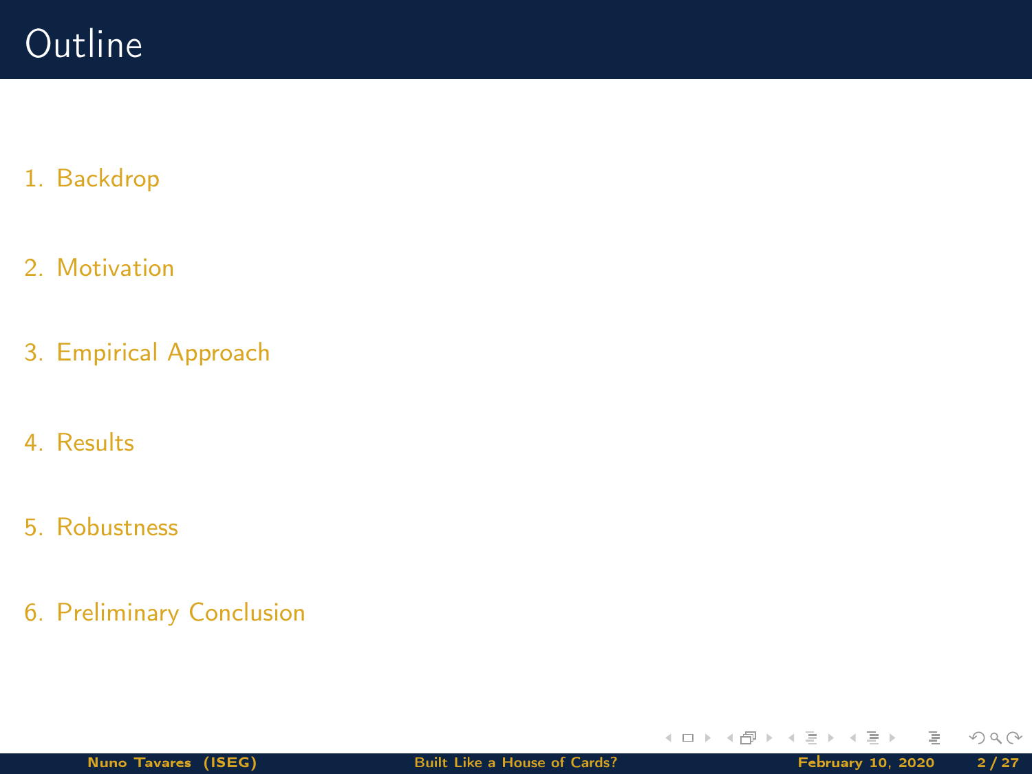# Outline

1. Backdrop
2. Motivation
3. Empirical Approach
4. Results
5. Robustness
6. Preliminary Conclusion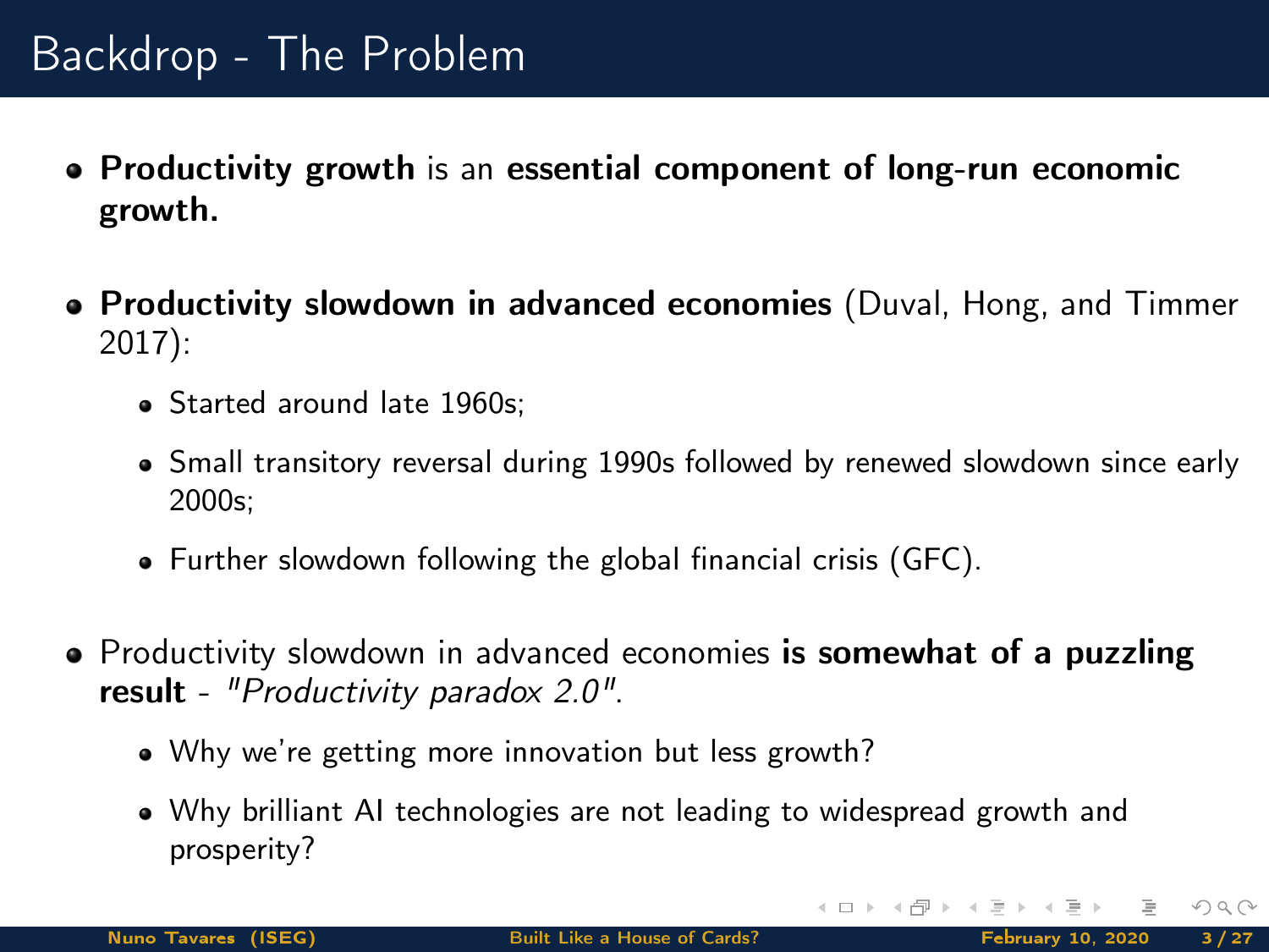# Backdrop - The Problem

- **Productivity growth** is an **essential component of long-run economic growth.**
- **Productivity slowdown in advanced economies** (Duval, Hong, and Timmer 2017):
  - Started around late 1960s;
  - Small transitory reversal during 1990s followed by renewed slowdown since early 2000s;
  - Further slowdown following the global financial crisis (GFC).
- Productivity slowdown in advanced economies **is somewhat of a puzzling result** - *"Productivity paradox 2.0"*.
  - Why we're getting more innovation but less growth?
  - Why brilliant AI technologies are not leading to widespread growth and prosperity?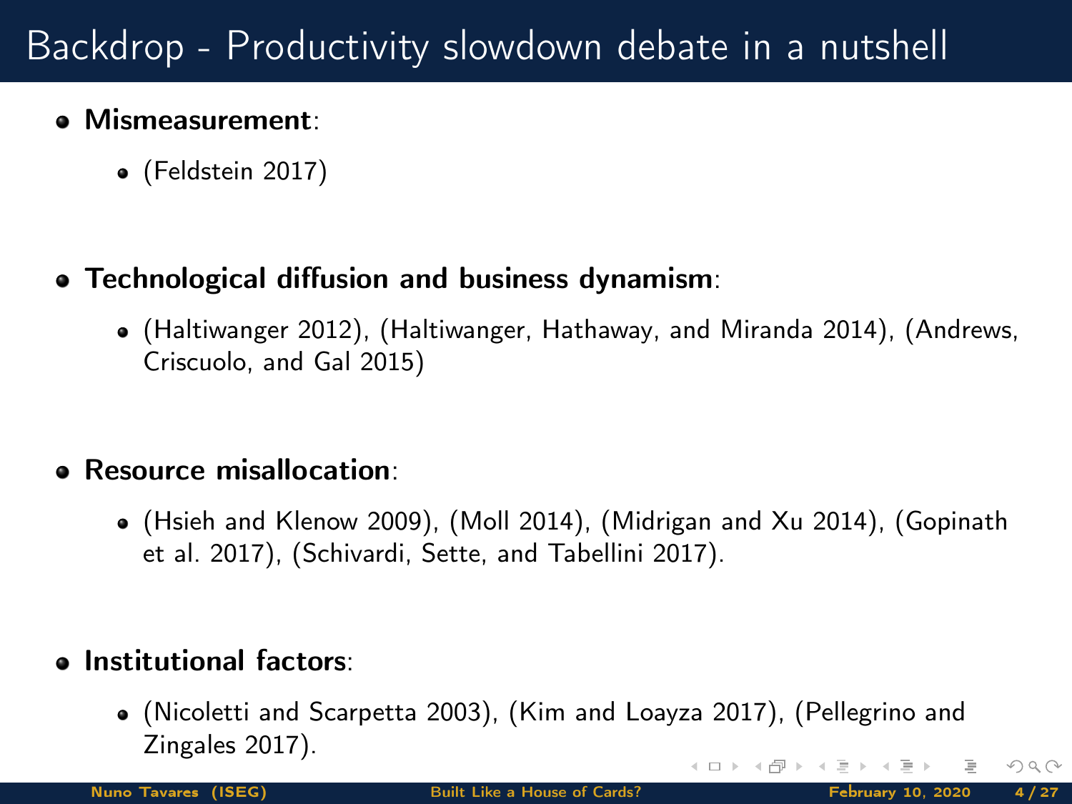# Backdrop - Productivity slowdown debate in a nutshell

- **Mismeasurement**:
  - (Feldstein 2017)

- **Technological diffusion and business dynamism**:
  - (Haltiwanger 2012), (Haltiwanger, Hathaway, and Miranda 2014), (Andrews, Criscuolo, and Gal 2015)

- **Resource misallocation**:
  - (Hsieh and Klenow 2009), (Moll 2014), (Midrigan and Xu 2014), (Gopinath et al. 2017), (Schivardi, Sette, and Tabellini 2017).

- **Institutional factors**:
  - (Nicoletti and Scarpetta 2003), (Kim and Loayza 2017), (Pellegrino and Zingales 2017).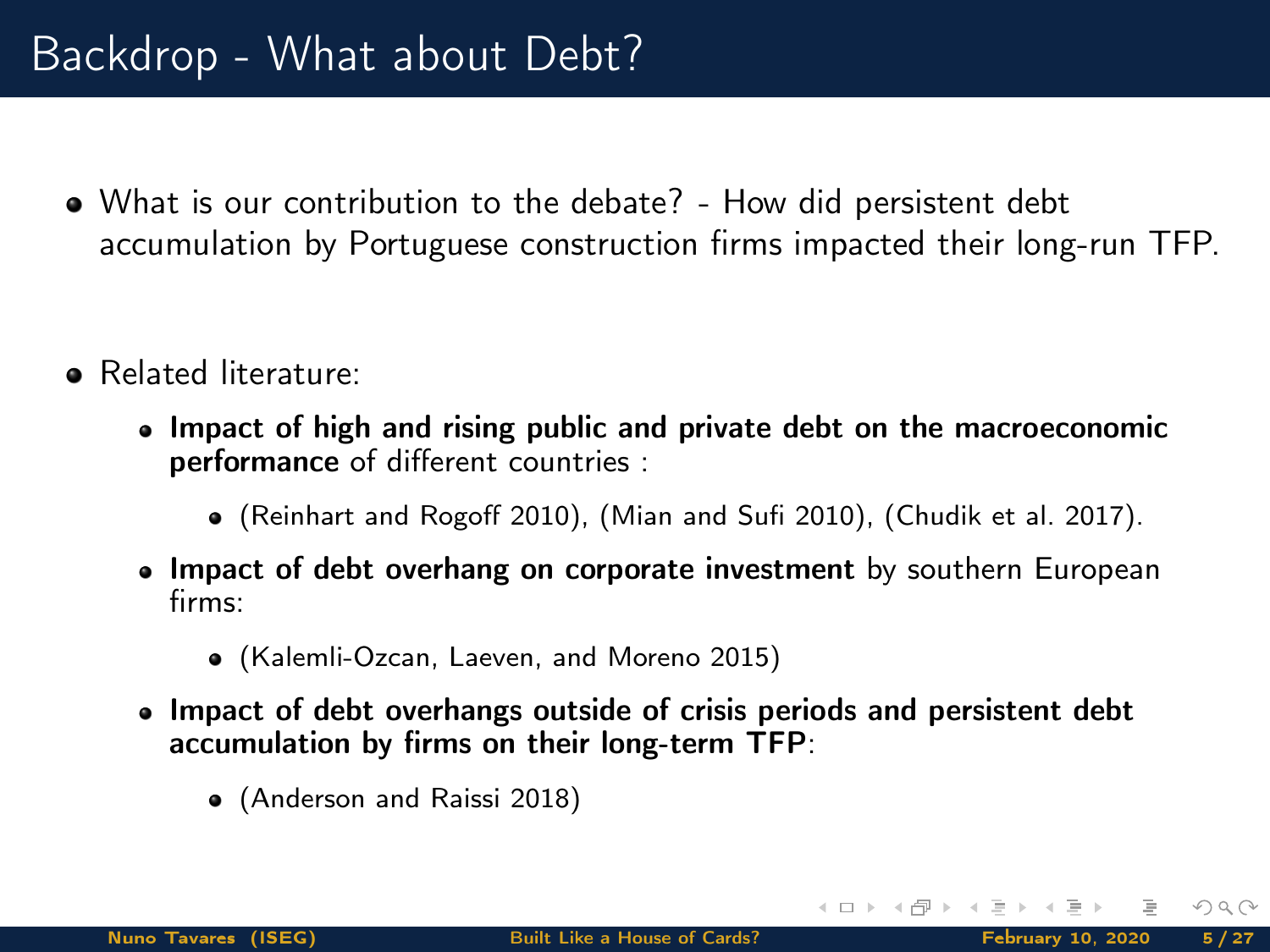# Backdrop - What about Debt?

- What is our contribution to the debate? - How did persistent debt accumulation by Portuguese construction firms impacted their long-run TFP.

- Related literature:
  - **Impact of high and rising public and private debt on the macroeconomic performance** of different countries :
    - (Reinhart and Rogoff 2010), (Mian and Sufi 2010), (Chudik et al. 2017).
  - **Impact of debt overhang on corporate investment** by southern European firms:
    - (Kalemli-Ozcan, Laeven, and Moreno 2015)
  - **Impact of debt overhangs outside of crisis periods and persistent debt accumulation by firms on their long-term TFP**:
    - (Anderson and Raissi 2018)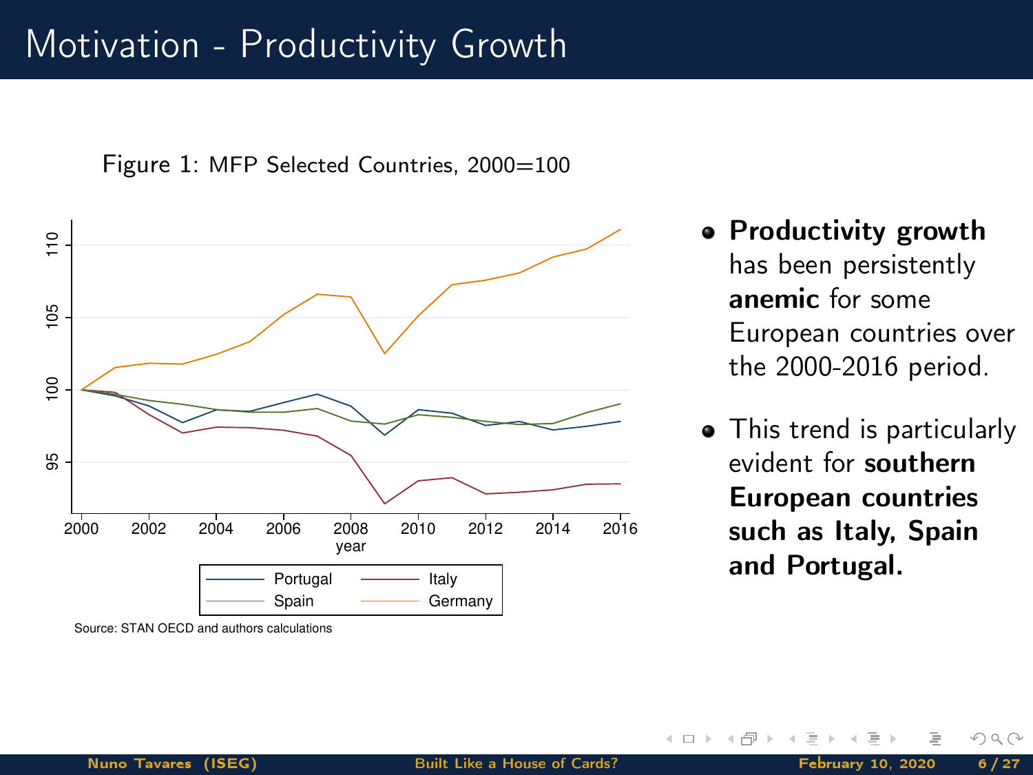# Motivation - Productivity Growth

Figure 1: MFP Selected Countries, 2000=100

Source: STAN OECD and authors calculations

- **Productivity growth** has been persistently **anemic** for some European countries over the 2000-2016 period.
- This trend is particularly evident for **southern European countries such as Italy, Spain and Portugal.**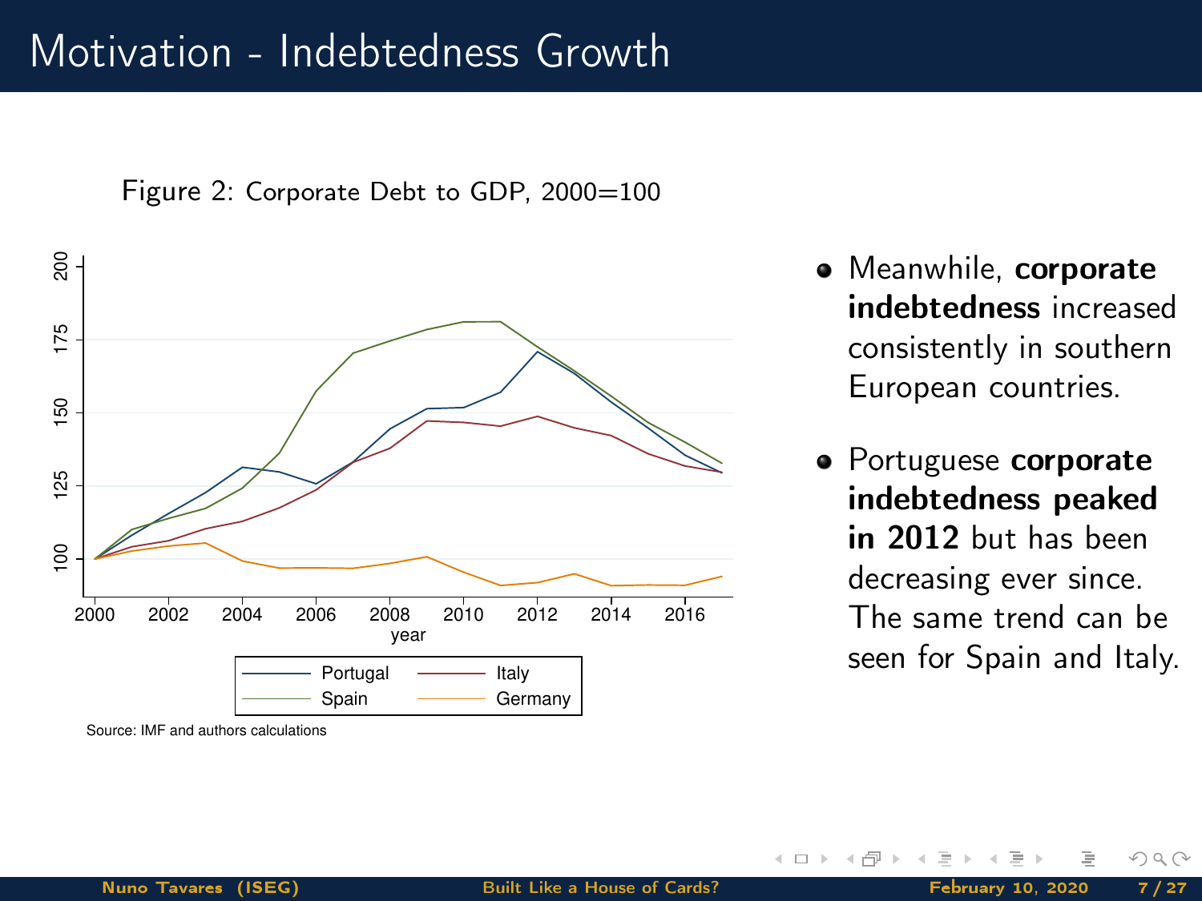# Motivation - Indebtedness Growth

Figure 2: Corporate Debt to GDP, 2000=100

Source: IMF and authors calculations

- Meanwhile, **corporate indebtedness** increased consistently in southern European countries.
- Portuguese **corporate indebtedness peaked in 2012** but has been decreasing ever since. The same trend can be seen for Spain and Italy.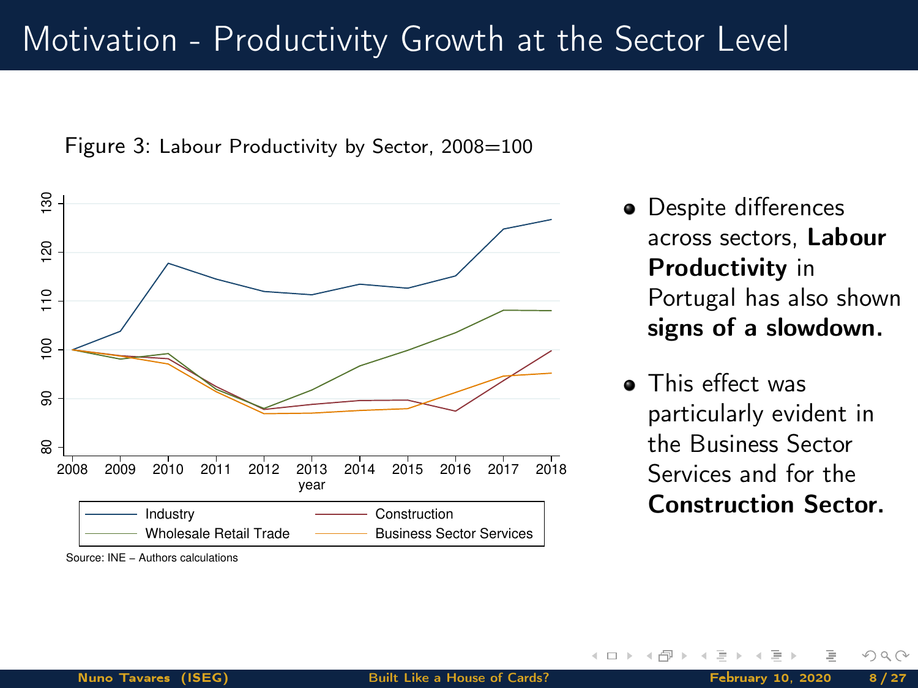# Motivation - Productivity Growth at the Sector Level

Figure 3: Labour Productivity by Sector, 2008=100

Source: INE – Authors calculations

- Despite differences across sectors, **Labour Productivity** in Portugal has also shown **signs of a slowdown.**
- This effect was particularly evident in the Business Sector Services and for the **Construction Sector.**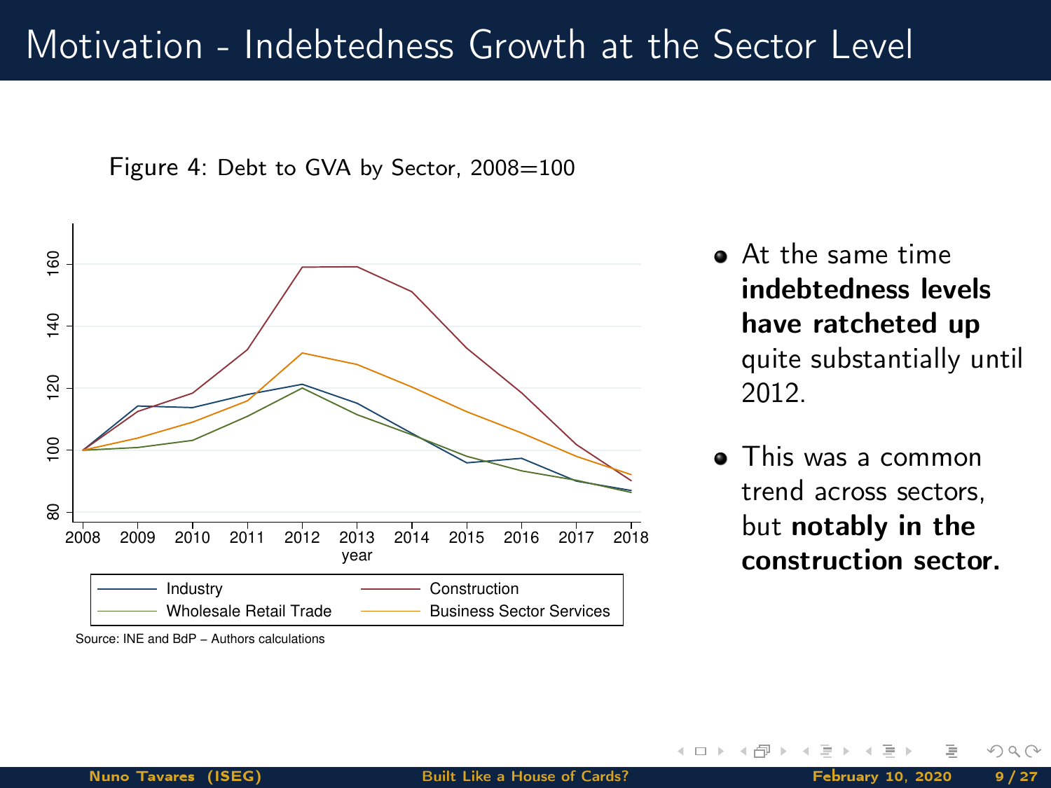# Motivation - Indebtedness Growth at the Sector Level

Figure 4: Debt to GVA by Sector, 2008=100

Source: INE and BdP – Authors calculations

- At the same time **indebtedness levels have ratcheted up** quite substantially until 2012.
- This was a common trend across sectors, but **notably in the construction sector.**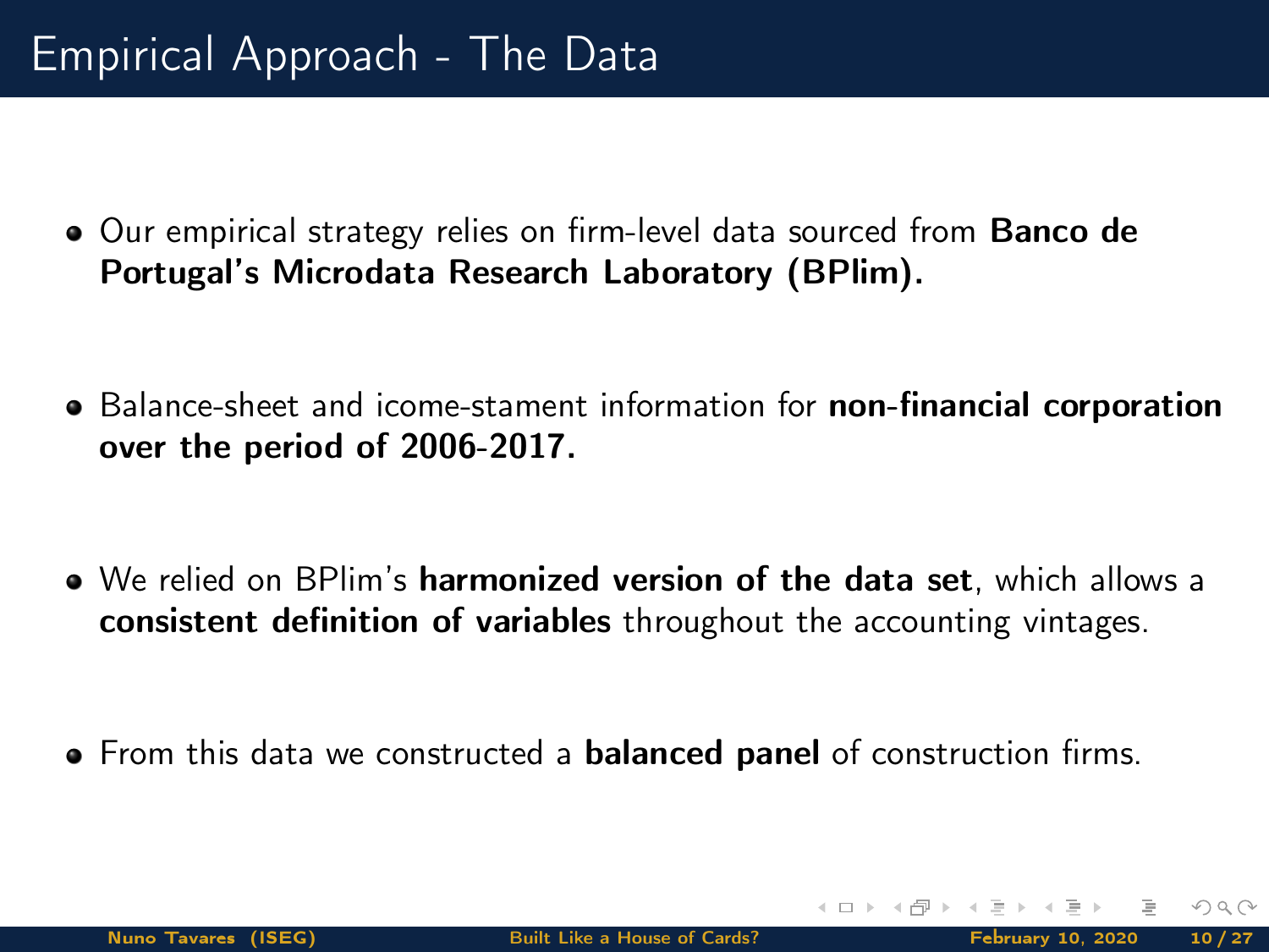# Empirical Approach - The Data

- Our empirical strategy relies on firm-level data sourced from **Banco de Portugal's Microdata Research Laboratory (BPlim).**
- Balance-sheet and icome-stament information for **non-financial corporation over the period of 2006-2017.**
- We relied on BPlim's **harmonized version of the data set**, which allows a **consistent definition of variables** throughout the accounting vintages.
- From this data we constructed a **balanced panel** of construction firms.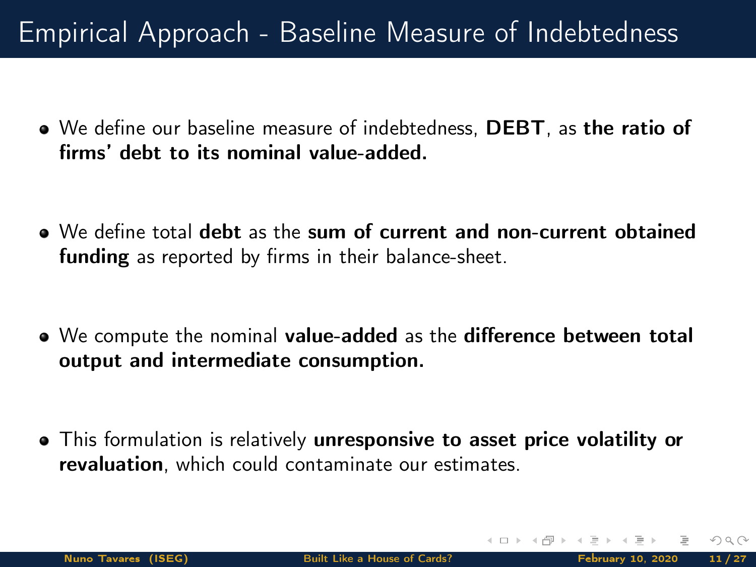# Empirical Approach - Baseline Measure of Indebtedness

- We define our baseline measure of indebtedness, **DEBT**, as **the ratio of firms' debt to its nominal value-added.**
- We define total **debt** as the **sum of current and non-current obtained funding** as reported by firms in their balance-sheet.
- We compute the nominal **value-added** as the **difference between total output and intermediate consumption.**
- This formulation is relatively **unresponsive to asset price volatility or revaluation**, which could contaminate our estimates.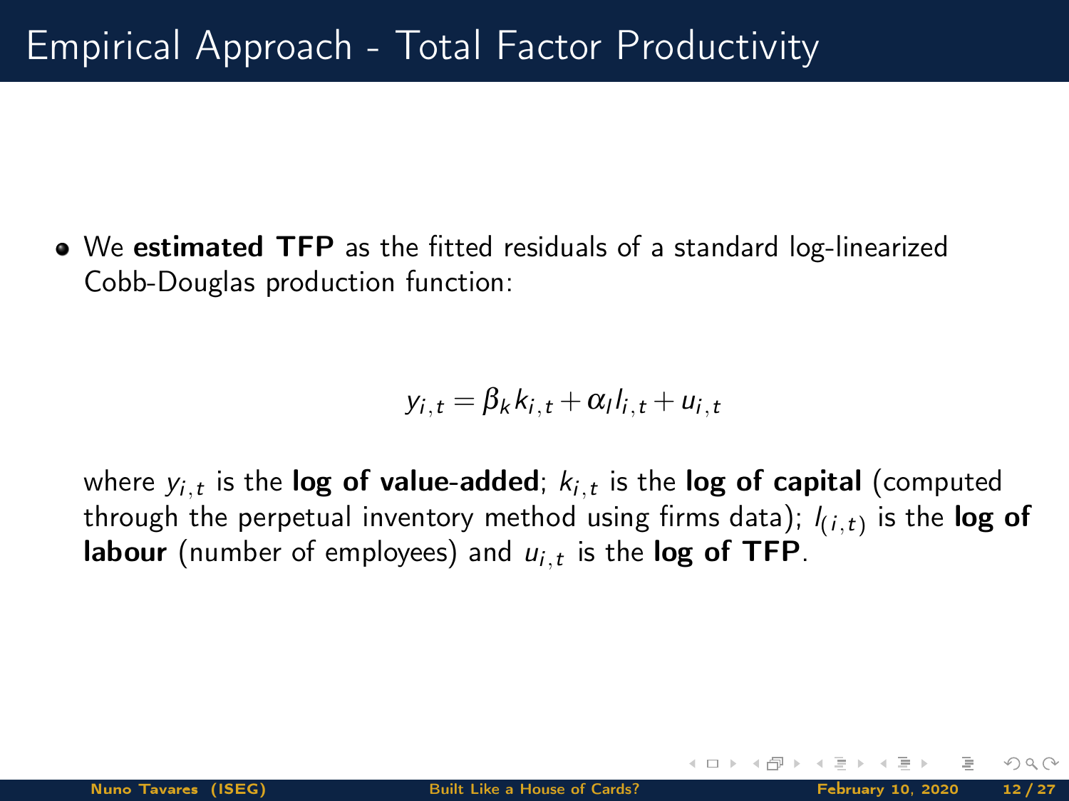# Empirical Approach - Total Factor Productivity

- We **estimated TFP** as the fitted residuals of a standard log-linearized Cobb-Douglas production function:

$$y_{i,t} = \beta_k k_{i,t} + \alpha_l l_{i,t} + u_{i,t}$$

where $y_{i,t}$ is the **log of value-added**; $k_{i,t}$ is the **log of capital** (computed through the perpetual inventory method using firms data); $l_{(i,t)}$ is the **log of labour** (number of employees) and $u_{i,t}$ is the **log of TFP**.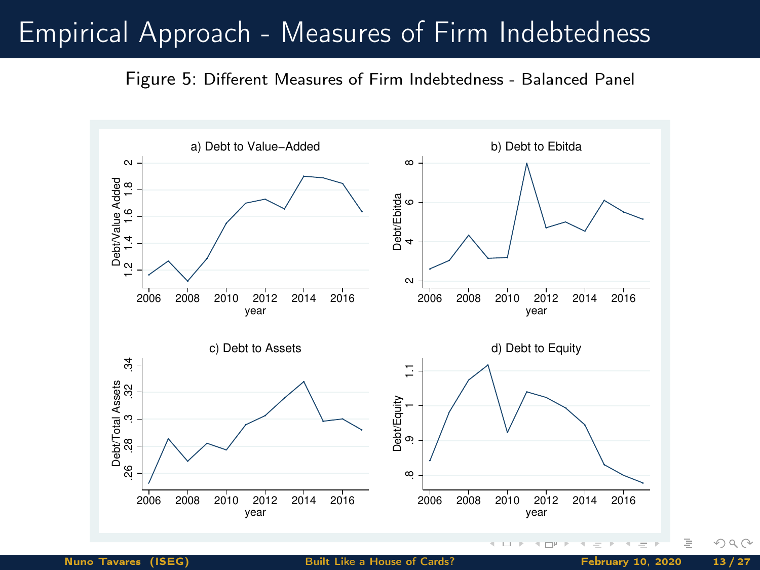# Empirical Approach - Measures of Firm Indebtedness

Figure 5: Different Measures of Firm Indebtedness - Balanced Panel

a) Debt to Value−Added

b) Debt to Ebitda

c) Debt to Assets

d) Debt to Equity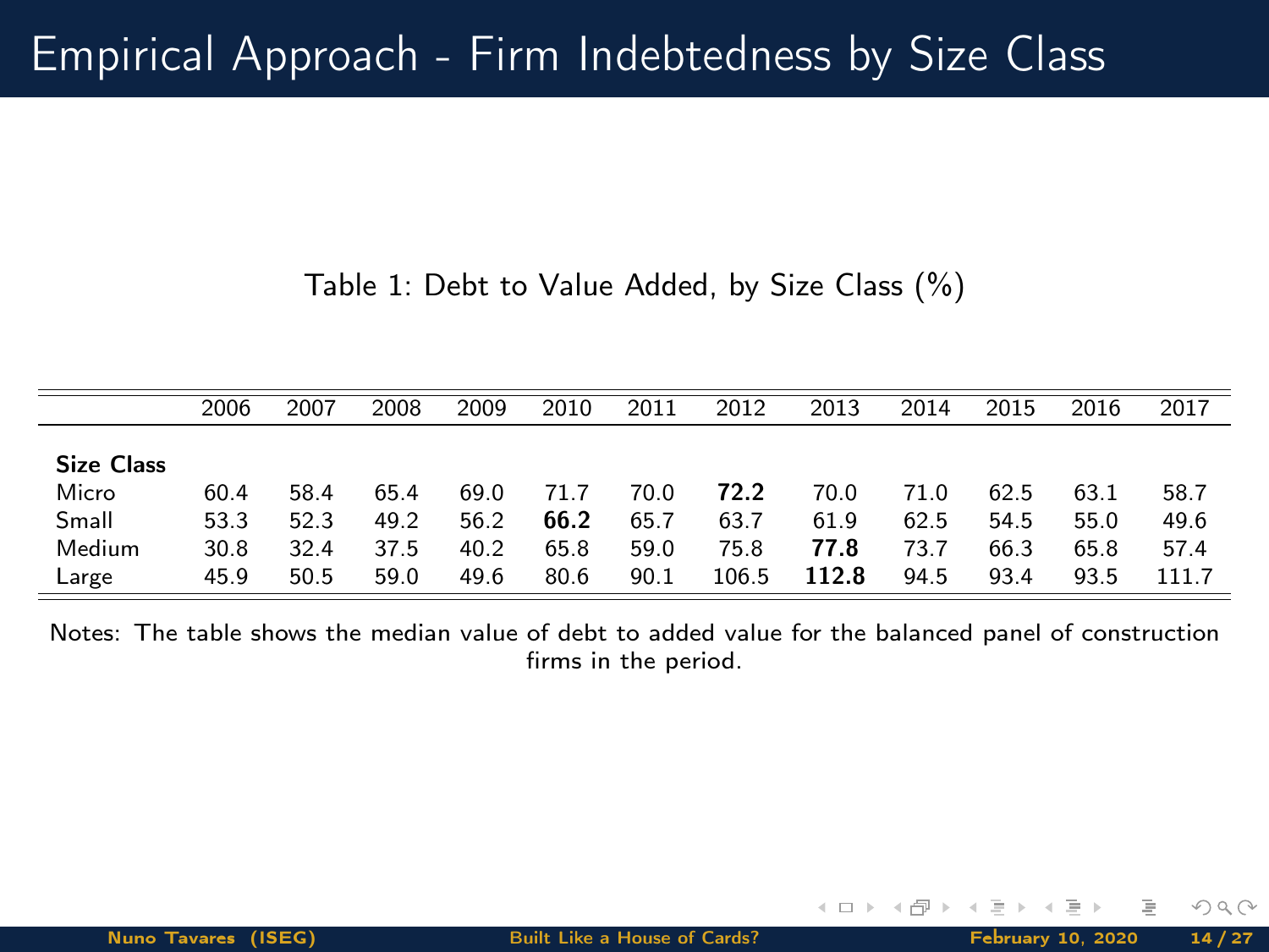# Empirical Approach - Firm Indebtedness by Size Class

Table 1: Debt to Value Added, by Size Class (%)

| | 2006 | 2007 | 2008 | 2009 | 2010 | 2011 | 2012 | 2013 | 2014 | 2015 | 2016 | 2017 |
|---|---|---|---|---|---|---|---|---|---|---|---|---|
| **Size Class** | | | | | | | | | | | | |
| Micro | 60.4 | 58.4 | 65.4 | 69.0 | 71.7 | 70.0 | **72.2** | 70.0 | 71.0 | 62.5 | 63.1 | 58.7 |
| Small | 53.3 | 52.3 | 49.2 | 56.2 | **66.2** | 65.7 | 63.7 | 61.9 | 62.5 | 54.5 | 55.0 | 49.6 |
| Medium | 30.8 | 32.4 | 37.5 | 40.2 | 65.8 | 59.0 | 75.8 | **77.8** | 73.7 | 66.3 | 65.8 | 57.4 |
| Large | 45.9 | 50.5 | 59.0 | 49.6 | 80.6 | 90.1 | 106.5 | **112.8** | 94.5 | 93.4 | 93.5 | 111.7 |

Notes: The table shows the median value of debt to added value for the balanced panel of construction firms in the period.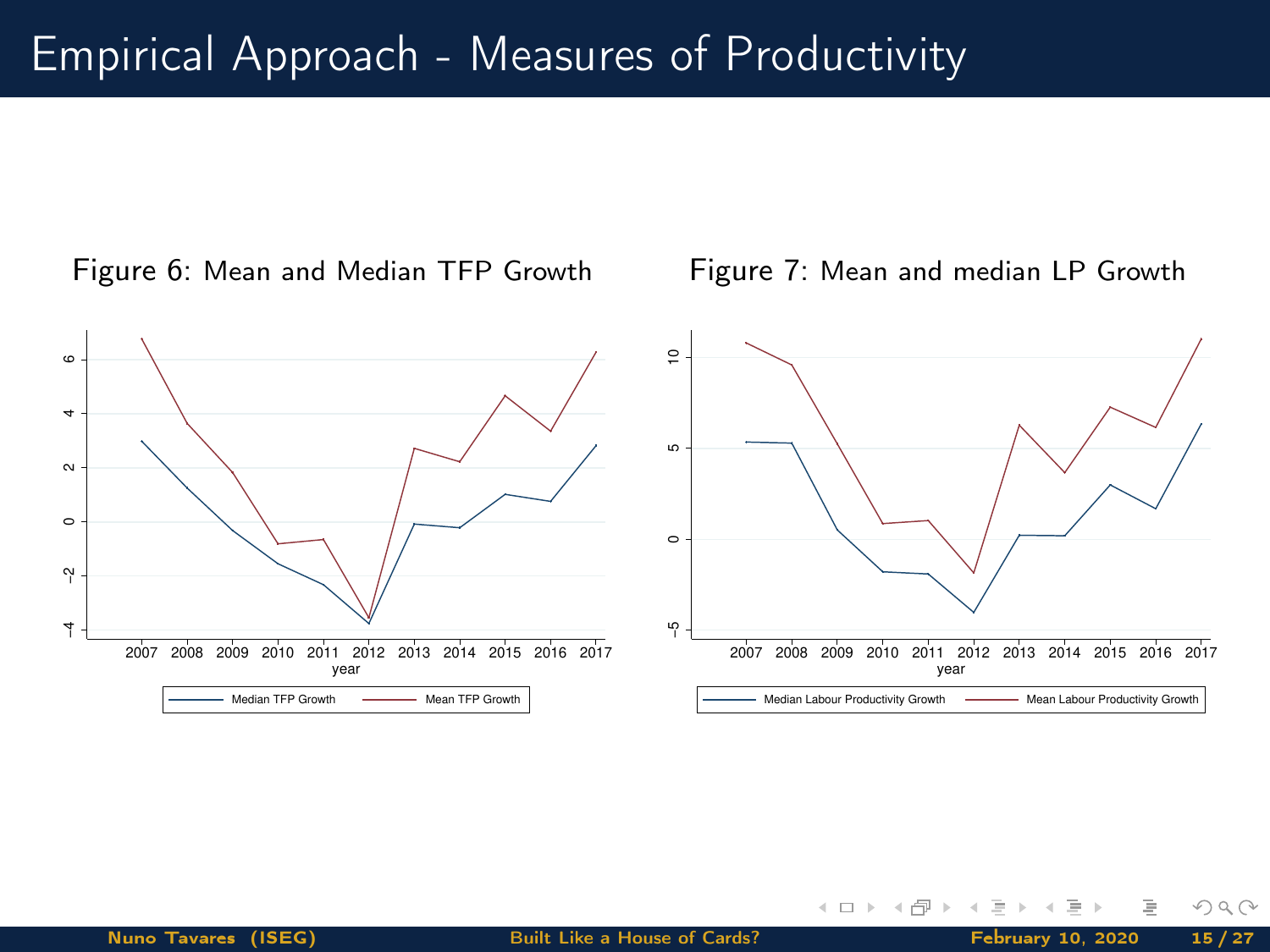# Empirical Approach - Measures of Productivity

Figure 6: Mean and Median TFP Growth

Figure 7: Mean and median LP Growth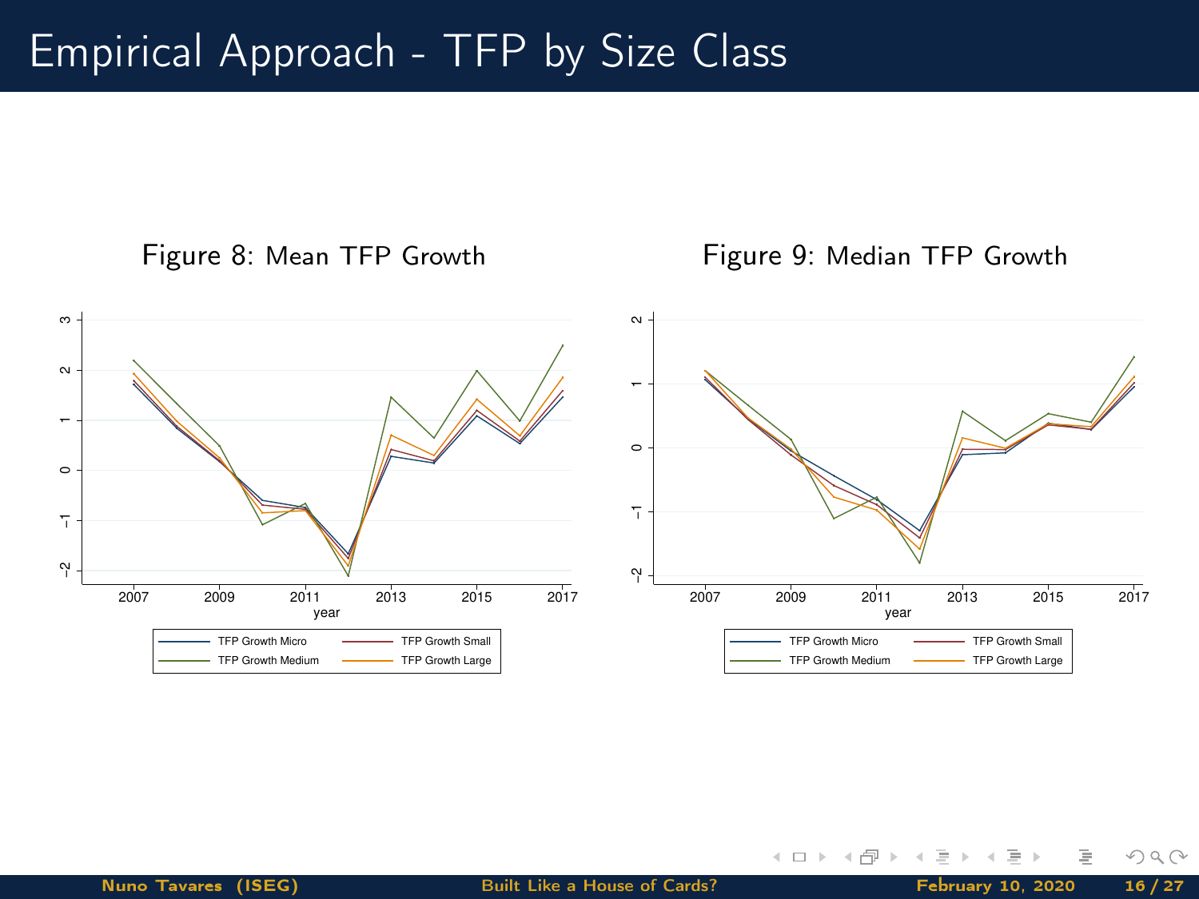# Empirical Approach - TFP by Size Class

Figure 8: Mean TFP Growth

Figure 9: Median TFP Growth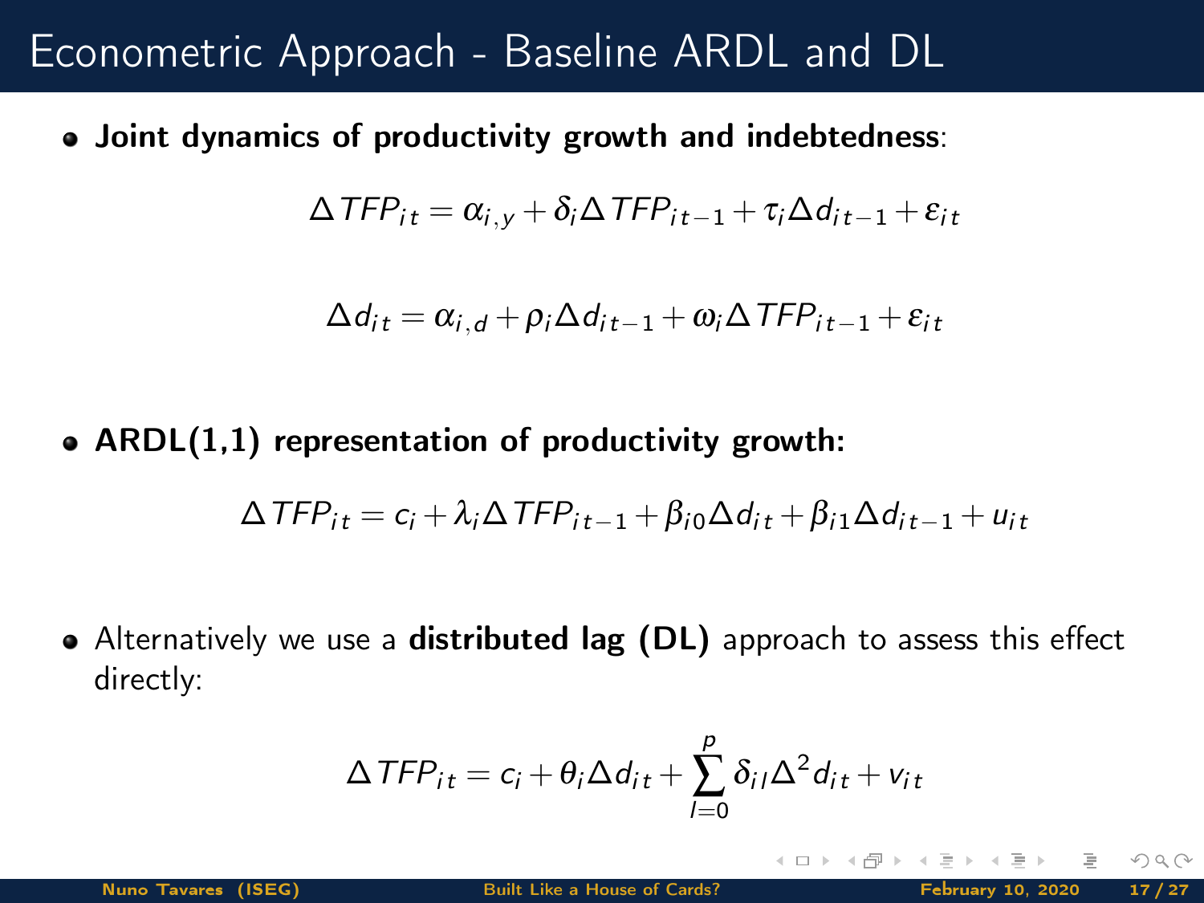# Econometric Approach - Baseline ARDL and DL

- **Joint dynamics of productivity growth and indebtedness**:

$$\Delta TFP_{it} = \alpha_{i,y} + \delta_i \Delta TFP_{it-1} + \tau_i \Delta d_{it-1} + \varepsilon_{it}$$

$$\Delta d_{it} = \alpha_{i,d} + \rho_i \Delta d_{it-1} + \omega_i \Delta TFP_{it-1} + \varepsilon_{it}$$

- **ARDL(1,1) representation of productivity growth:**

$$\Delta TFP_{it} = c_i + \lambda_i \Delta TFP_{it-1} + \beta_{i0} \Delta d_{it} + \beta_{i1} \Delta d_{it-1} + u_{it}$$

- Alternatively we use a **distributed lag (DL)** approach to assess this effect directly:

$$\Delta TFP_{it} = c_i + \theta_i \Delta d_{it} + \sum_{l=0}^{p} \delta_{il} \Delta^2 d_{it} + v_{it}$$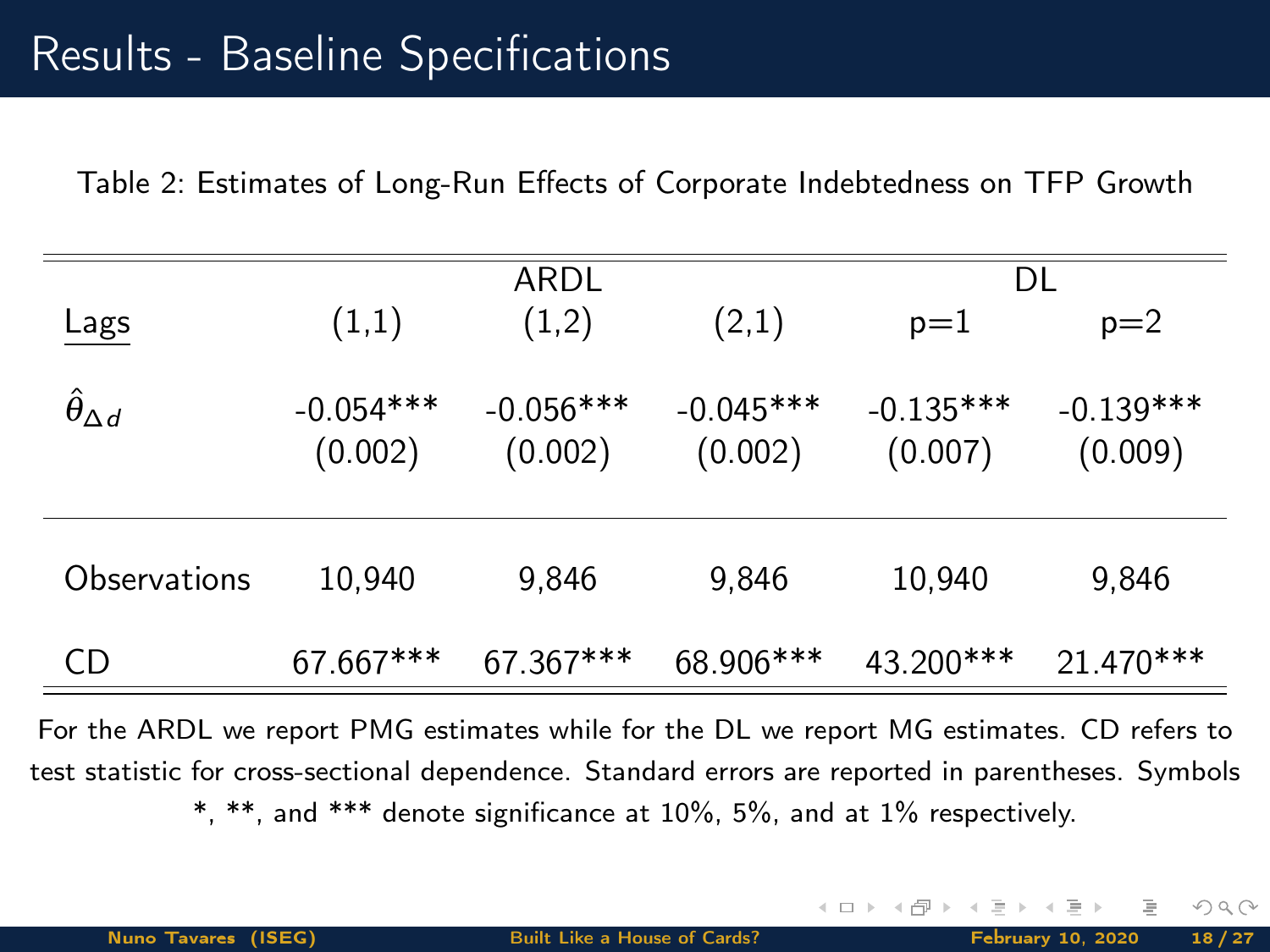# Results - Baseline Specifications

Table 2: Estimates of Long-Run Effects of Corporate Indebtedness on TFP Growth

| | ARDL | | | DL | |
|---|---|---|---|---|---|
| Lags | (1,1) | (1,2) | (2,1) | p=1 | p=2 |
| $\hat{\theta}_{\Delta d}$ | -0.054*** | -0.056*** | -0.045*** | -0.135*** | -0.139*** |
| | (0.002) | (0.002) | (0.002) | (0.007) | (0.009) |
| Observations | 10,940 | 9,846 | 9,846 | 10,940 | 9,846 |
| CD | 67.667*** | 67.367*** | 68.906*** | 43.200*** | 21.470*** |

For the ARDL we report PMG estimates while for the DL we report MG estimates. CD refers to test statistic for cross-sectional dependence. Standard errors are reported in parentheses. Symbols *, **, and *** denote significance at 10%, 5%, and at 1% respectively.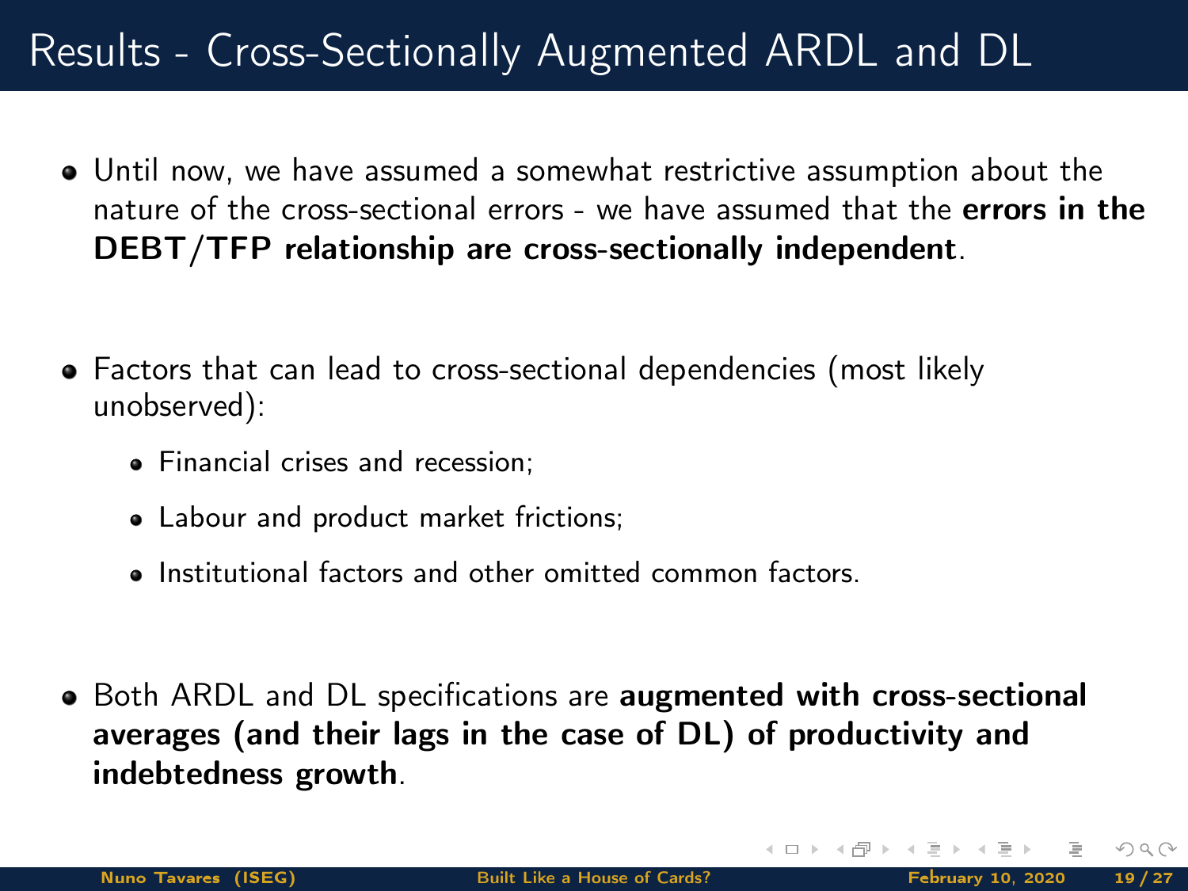# Results - Cross-Sectionally Augmented ARDL and DL

- Until now, we have assumed a somewhat restrictive assumption about the nature of the cross-sectional errors - we have assumed that the **errors in the DEBT/TFP relationship are cross-sectionally independent**.

- Factors that can lead to cross-sectional dependencies (most likely unobserved):
  - Financial crises and recession;
  - Labour and product market frictions;
  - Institutional factors and other omitted common factors.

- Both ARDL and DL specifications are **augmented with cross-sectional averages (and their lags in the case of DL) of productivity and indebtedness growth**.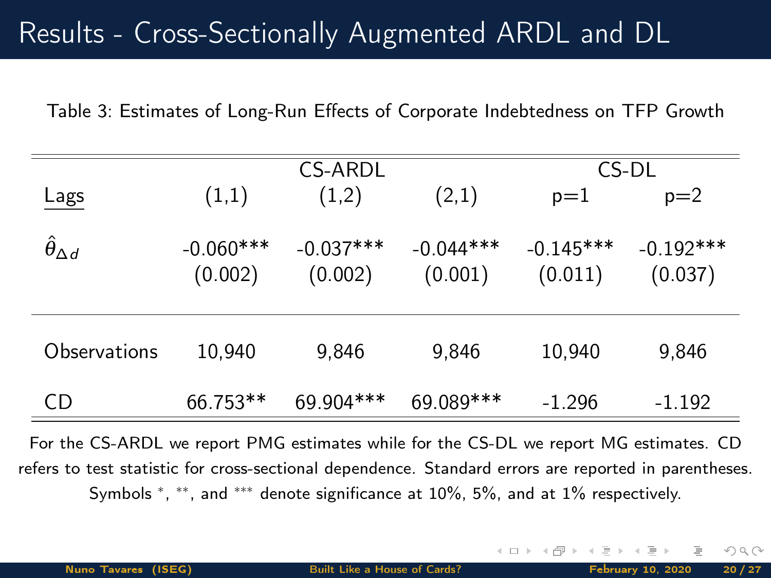# Results - Cross-Sectionally Augmented ARDL and DL

Table 3: Estimates of Long-Run Effects of Corporate Indebtedness on TFP Growth

| | CS-ARDL | | | CS-DL | |
|---|---|---|---|---|---|
| Lags | (1,1) | (1,2) | (2,1) | p=1 | p=2 |
| $\hat{\theta}_{\Delta d}$ | -0.060*** | -0.037*** | -0.044*** | -0.145*** | -0.192*** |
| | (0.002) | (0.002) | (0.001) | (0.011) | (0.037) |
| Observations | 10,940 | 9,846 | 9,846 | 10,940 | 9,846 |
| CD | 66.753** | 69.904*** | 69.089*** | -1.296 | -1.192 |

For the CS-ARDL we report PMG estimates while for the CS-DL we report MG estimates. CD refers to test statistic for cross-sectional dependence. Standard errors are reported in parentheses. Symbols $^{*}$, $^{**}$, and $^{***}$ denote significance at 10%, 5%, and at 1% respectively.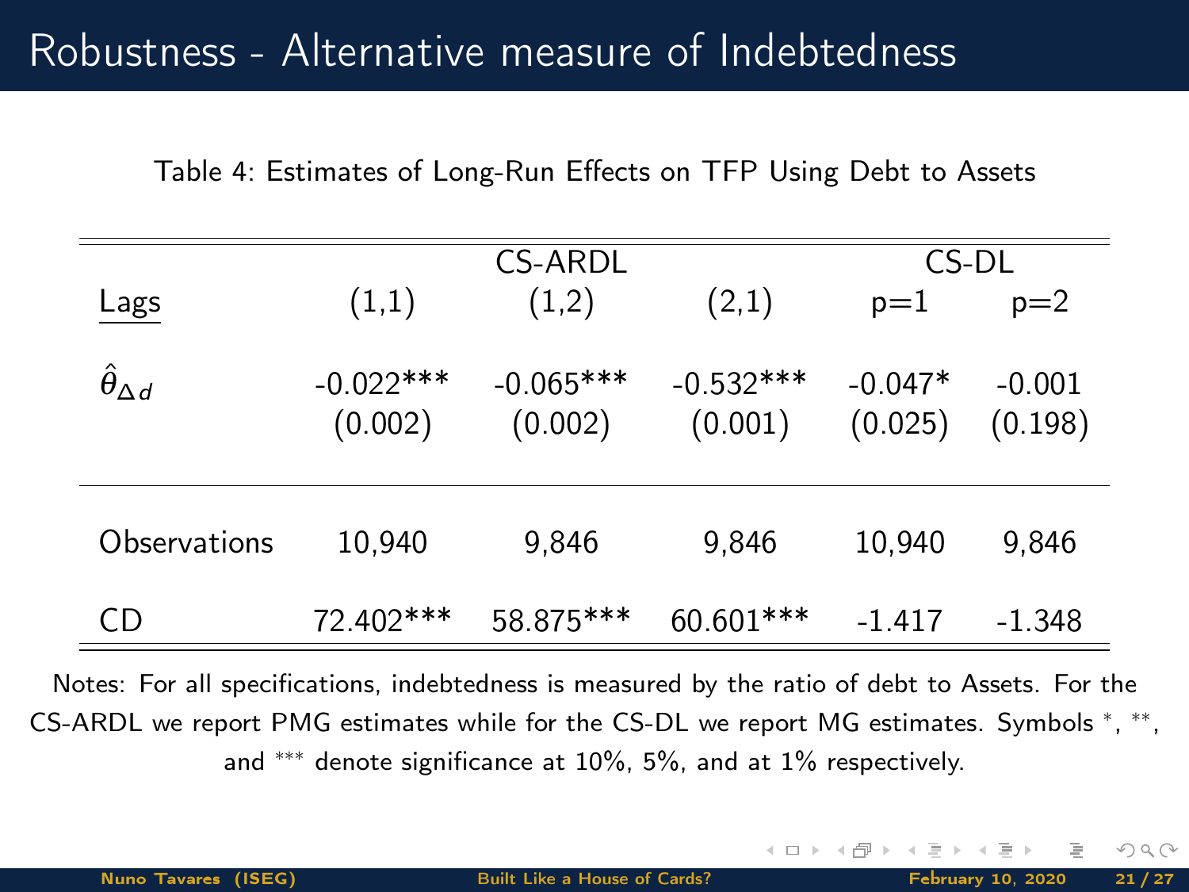# Robustness - Alternative measure of Indebtedness

Table 4: Estimates of Long-Run Effects on TFP Using Debt to Assets

| | CS-ARDL | | | CS-DL | |
|---|---|---|---|---|---|
| Lags | (1,1) | (1,2) | (2,1) | p=1 | p=2 |
| $\hat{\theta}_{\Delta d}$ | -0.022*** | -0.065*** | -0.532*** | -0.047* | -0.001 |
| | (0.002) | (0.002) | (0.001) | (0.025) | (0.198) |
| Observations | 10,940 | 9,846 | 9,846 | 10,940 | 9,846 |
| CD | 72.402*** | 58.875*** | 60.601*** | -1.417 | -1.348 |

Notes: For all specifications, indebtedness is measured by the ratio of debt to Assets. For the CS-ARDL we report PMG estimates while for the CS-DL we report MG estimates. Symbols *, **, and *** denote significance at 10%, 5%, and at 1% respectively.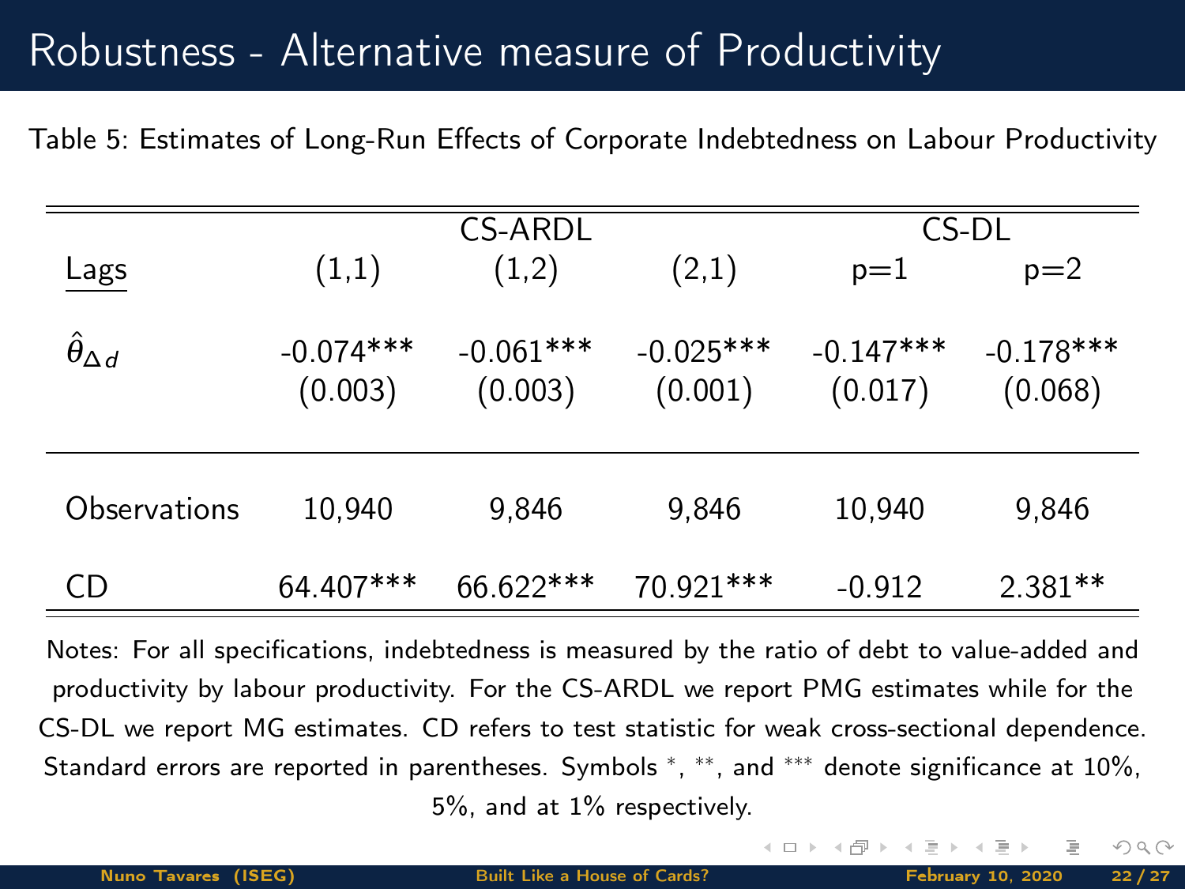# Robustness - Alternative measure of Productivity

Table 5: Estimates of Long-Run Effects of Corporate Indebtedness on Labour Productivity

| | CS-ARDL | | | CS-DL | |
|---|---|---|---|---|---|
| Lags | (1,1) | (1,2) | (2,1) | p=1 | p=2 |
| $\hat{\theta}_{\Delta d}$ | -0.074*** | -0.061*** | -0.025*** | -0.147*** | -0.178*** |
| | (0.003) | (0.003) | (0.001) | (0.017) | (0.068) |
| Observations | 10,940 | 9,846 | 9,846 | 10,940 | 9,846 |
| CD | 64.407*** | 66.622*** | 70.921*** | -0.912 | 2.381** |

Notes: For all specifications, indebtedness is measured by the ratio of debt to value-added and productivity by labour productivity. For the CS-ARDL we report PMG estimates while for the CS-DL we report MG estimates. CD refers to test statistic for weak cross-sectional dependence. Standard errors are reported in parentheses. Symbols $^{*}$, $^{**}$, and $^{***}$ denote significance at 10%, 5%, and at 1% respectively.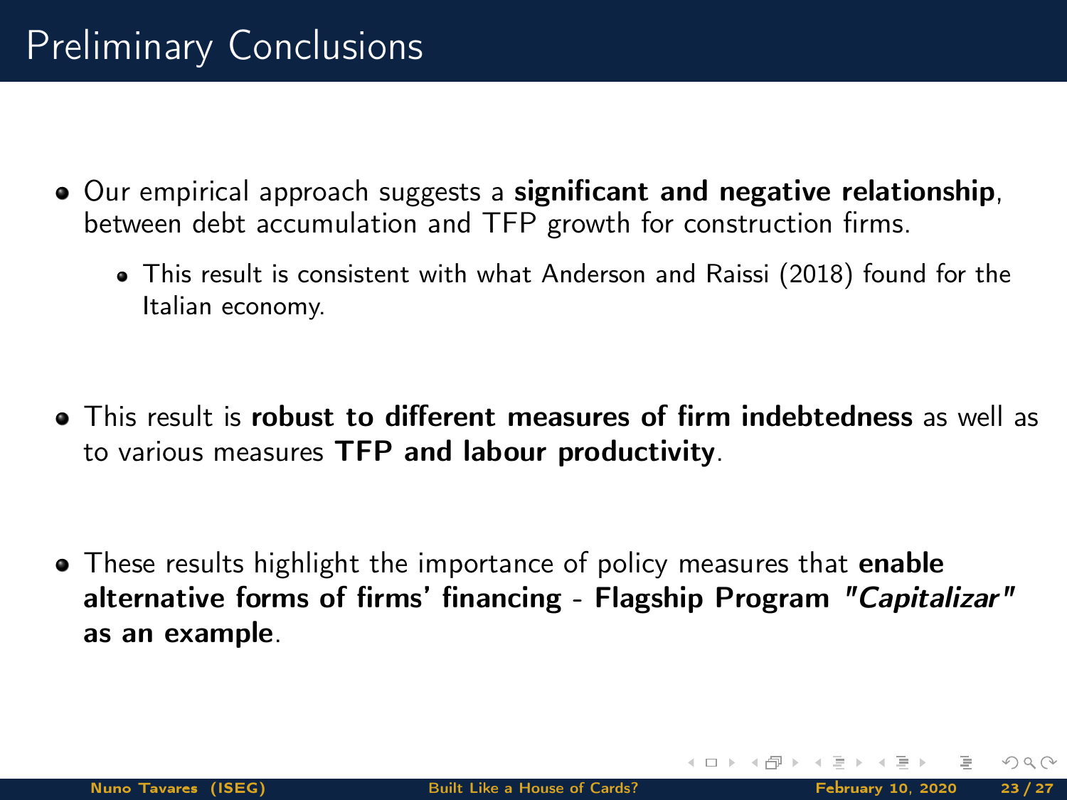# Preliminary Conclusions

- Our empirical approach suggests a **significant and negative relationship**, between debt accumulation and TFP growth for construction firms.
  - This result is consistent with what Anderson and Raissi (2018) found for the Italian economy.

- This result is **robust to different measures of firm indebtedness** as well as to various measures **TFP and labour productivity**.

- These results highlight the importance of policy measures that **enable alternative forms of firms' financing - Flagship Program *"Capitalizar"* as an example**.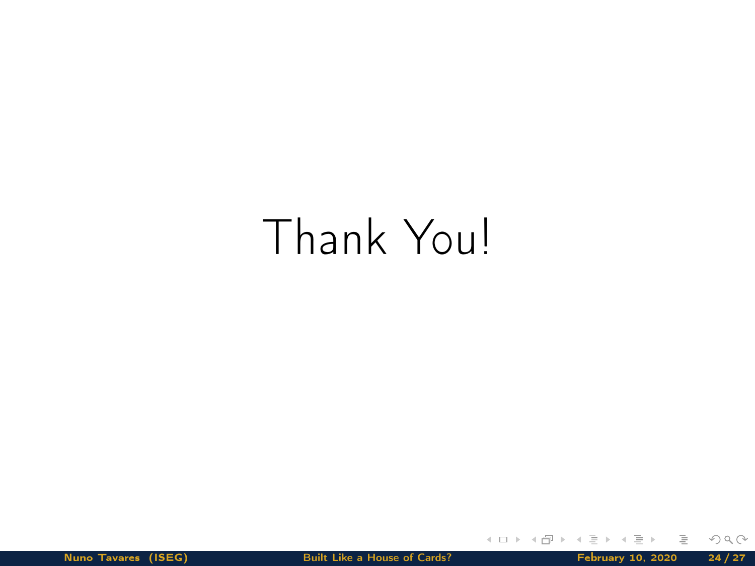# Thank You!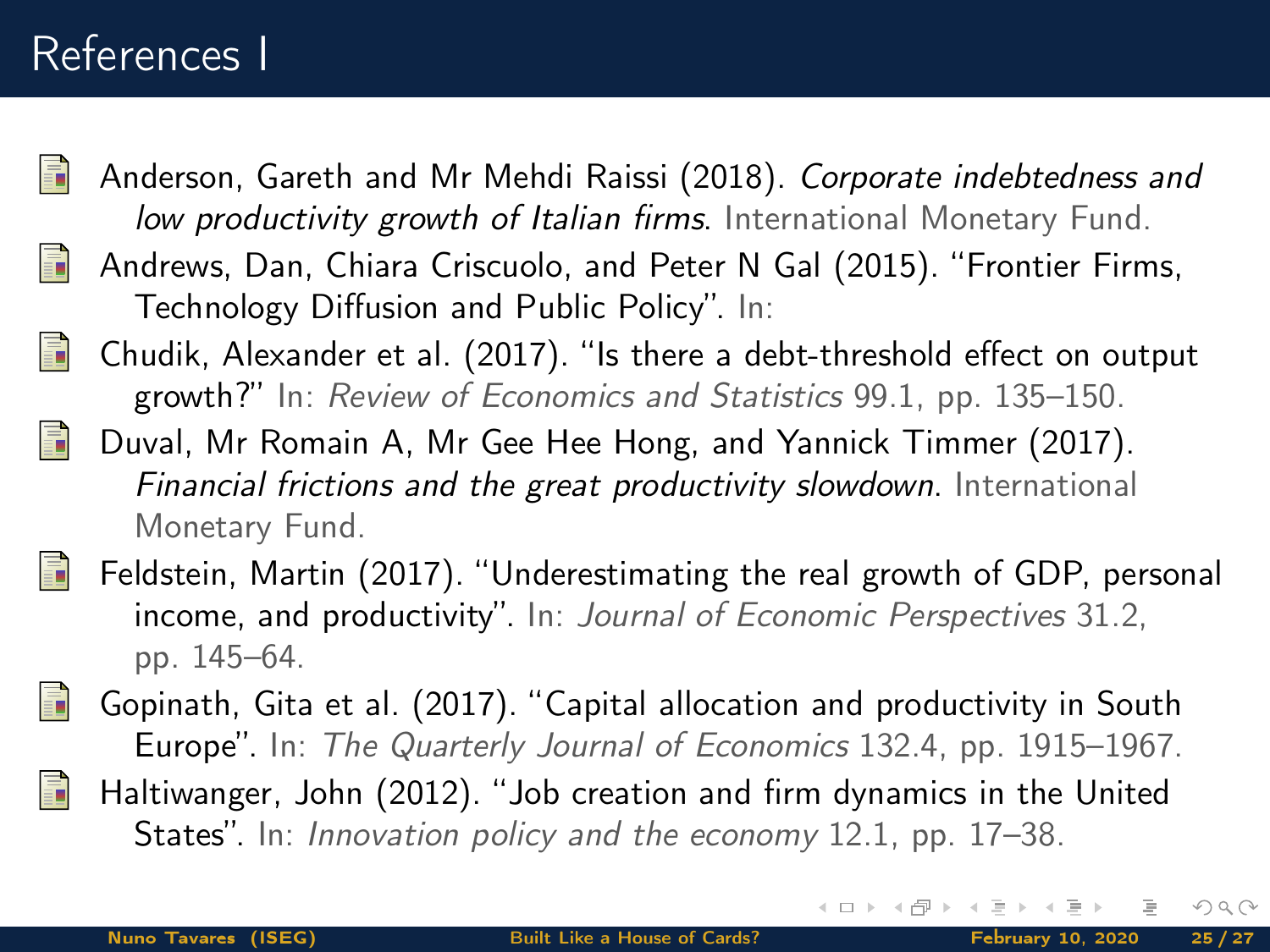# References I

- Anderson, Gareth and Mr Mehdi Raissi (2018). *Corporate indebtedness and low productivity growth of Italian firms*. International Monetary Fund.
- Andrews, Dan, Chiara Criscuolo, and Peter N Gal (2015). "Frontier Firms, Technology Diffusion and Public Policy". In:
- Chudik, Alexander et al. (2017). "Is there a debt-threshold effect on output growth?" In: *Review of Economics and Statistics* 99.1, pp. 135–150.
- Duval, Mr Romain A, Mr Gee Hee Hong, and Yannick Timmer (2017). *Financial frictions and the great productivity slowdown*. International Monetary Fund.
- Feldstein, Martin (2017). "Underestimating the real growth of GDP, personal income, and productivity". In: *Journal of Economic Perspectives* 31.2, pp. 145–64.
- Gopinath, Gita et al. (2017). "Capital allocation and productivity in South Europe". In: *The Quarterly Journal of Economics* 132.4, pp. 1915–1967.
- Haltiwanger, John (2012). "Job creation and firm dynamics in the United States". In: *Innovation policy and the economy* 12.1, pp. 17–38.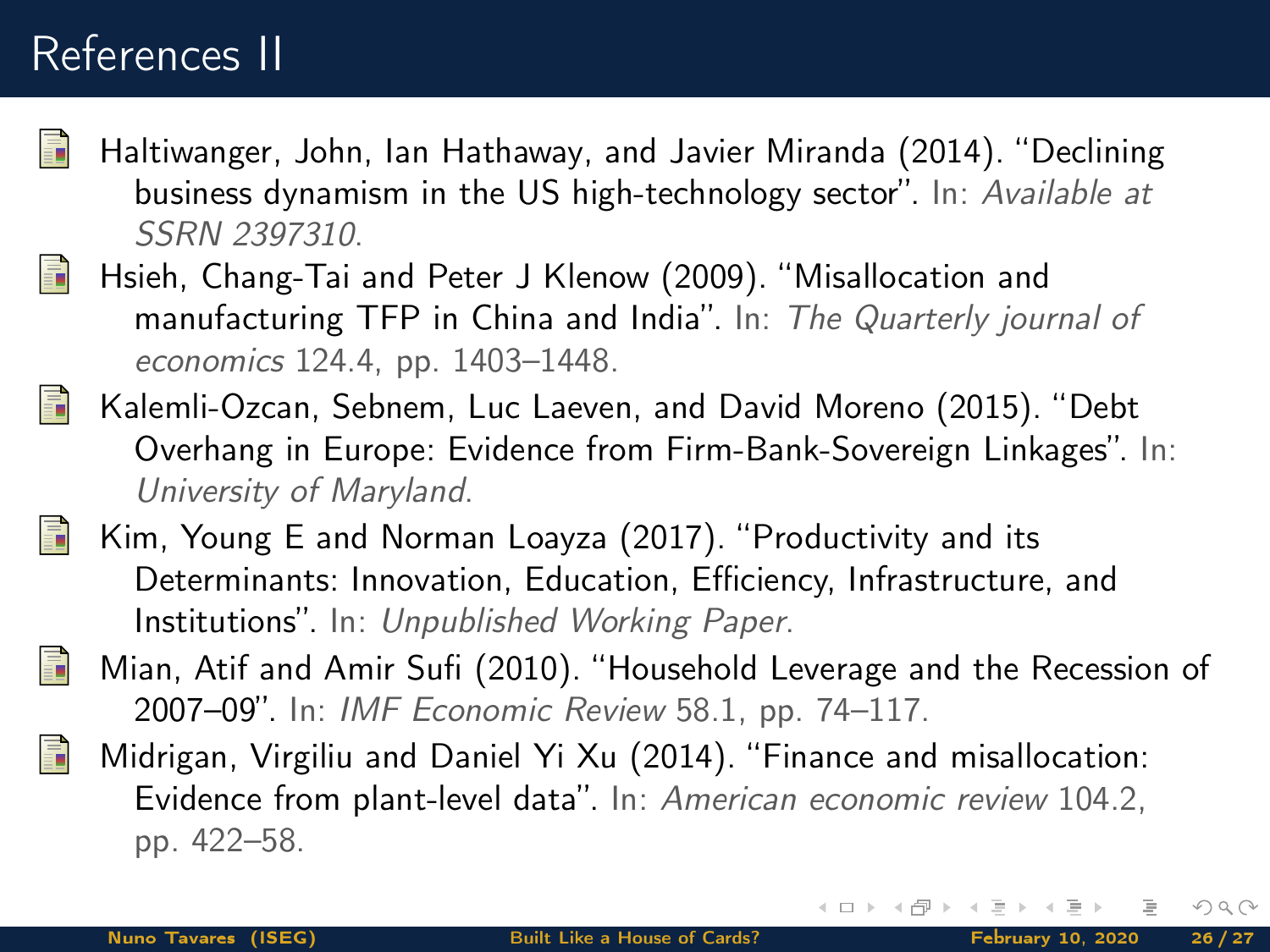# References II

- Haltiwanger, John, Ian Hathaway, and Javier Miranda (2014). "Declining business dynamism in the US high-technology sector". In: *Available at SSRN 2397310*.
- Hsieh, Chang-Tai and Peter J Klenow (2009). "Misallocation and manufacturing TFP in China and India". In: *The Quarterly journal of economics* 124.4, pp. 1403–1448.
- Kalemli-Ozcan, Sebnem, Luc Laeven, and David Moreno (2015). "Debt Overhang in Europe: Evidence from Firm-Bank-Sovereign Linkages". In: *University of Maryland*.
- Kim, Young E and Norman Loayza (2017). "Productivity and its Determinants: Innovation, Education, Efficiency, Infrastructure, and Institutions". In: *Unpublished Working Paper*.
- Mian, Atif and Amir Sufi (2010). "Household Leverage and the Recession of 2007–09". In: *IMF Economic Review* 58.1, pp. 74–117.
- Midrigan, Virgiliu and Daniel Yi Xu (2014). "Finance and misallocation: Evidence from plant-level data". In: *American economic review* 104.2, pp. 422–58.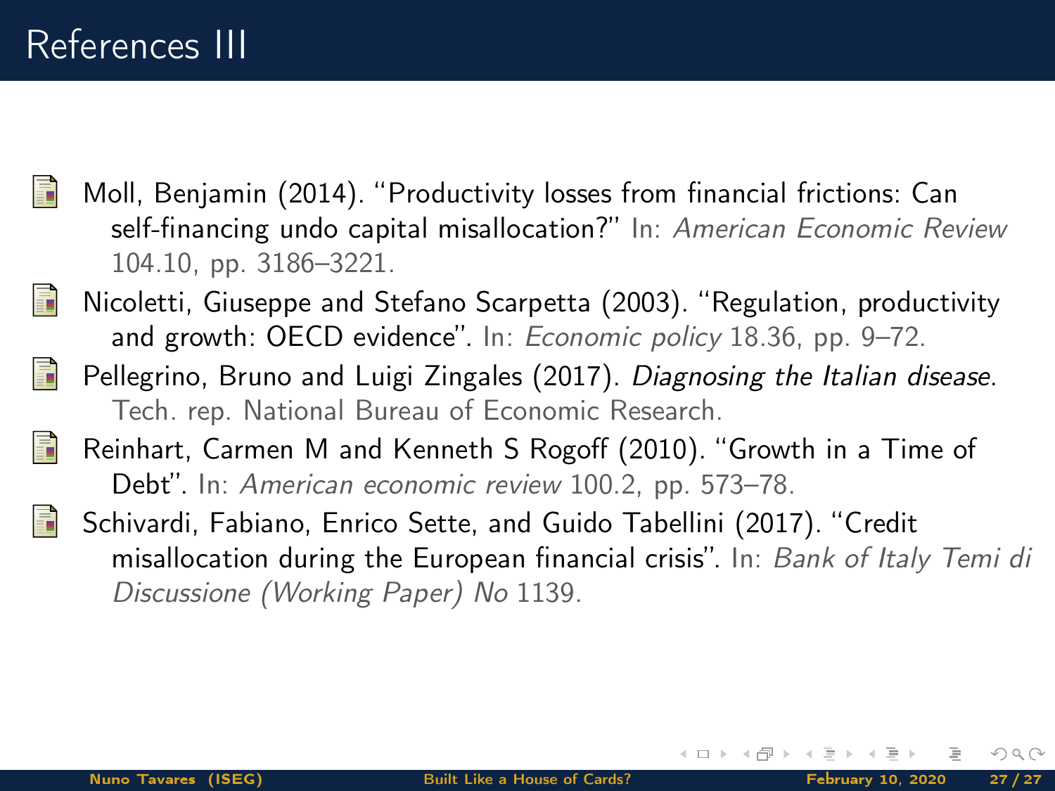# References III

- Moll, Benjamin (2014). "Productivity losses from financial frictions: Can self-financing undo capital misallocation?" In: *American Economic Review* 104.10, pp. 3186–3221.
- Nicoletti, Giuseppe and Stefano Scarpetta (2003). "Regulation, productivity and growth: OECD evidence". In: *Economic policy* 18.36, pp. 9–72.
- Pellegrino, Bruno and Luigi Zingales (2017). *Diagnosing the Italian disease*. Tech. rep. National Bureau of Economic Research.
- Reinhart, Carmen M and Kenneth S Rogoff (2010). "Growth in a Time of Debt". In: *American economic review* 100.2, pp. 573–78.
- Schivardi, Fabiano, Enrico Sette, and Guido Tabellini (2017). "Credit misallocation during the European financial crisis". In: *Bank of Italy Temi di Discussione (Working Paper) No* 1139.